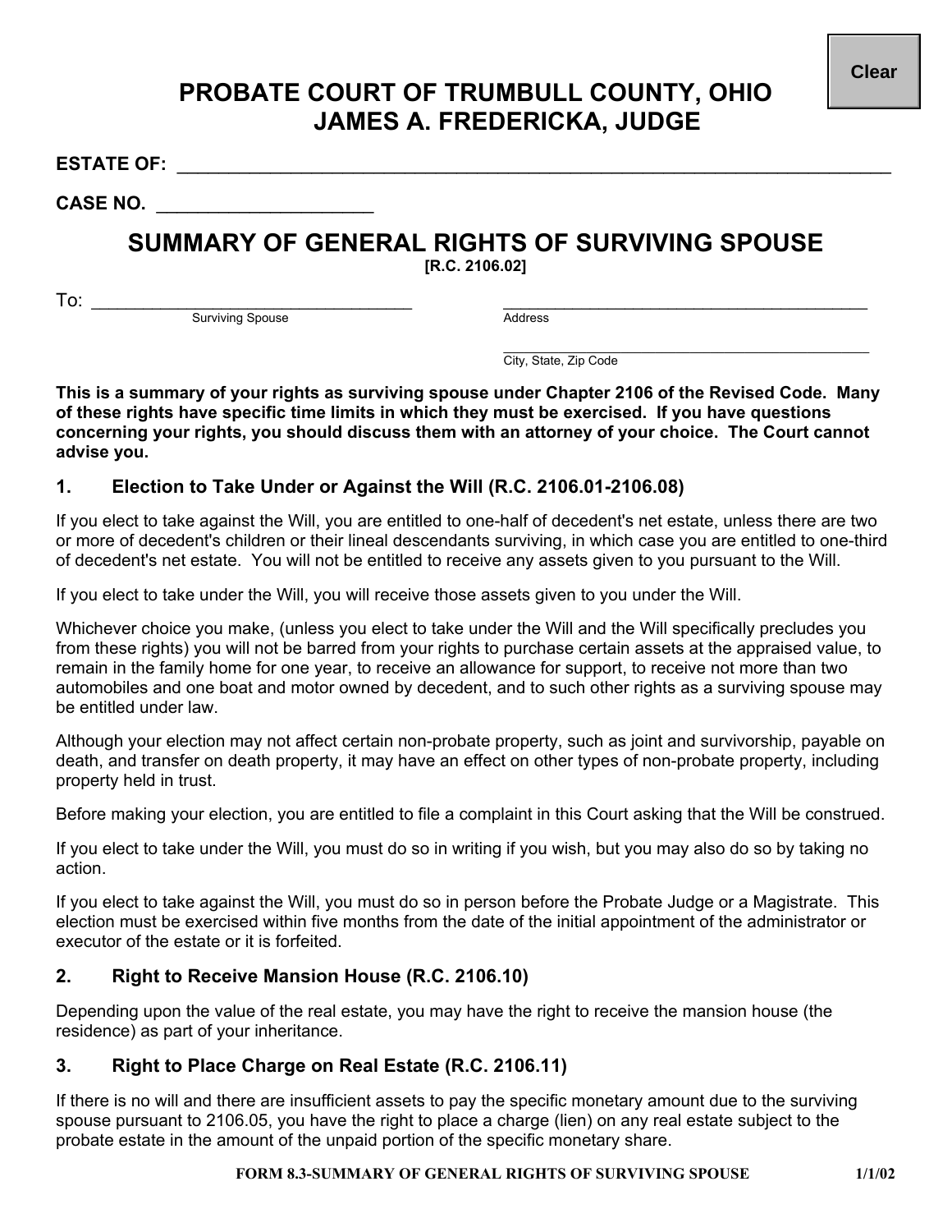Clear

# PROBATE COURT OF TRUMBULL COUNTY, OHIO
# JAMES A. FREDERICKA, JUDGE

**ESTATE OF:** ______________________________________________________________________

**CASE NO.** ____________________

## SUMMARY OF GENERAL RIGHTS OF SURVIVING SPOUSE

**[R.C. 2106.02]**

To: ________________________________ ________________________________________
Surviving Spouse Address

________________________________________
City, State, Zip Code

**This is a summary of your rights as surviving spouse under Chapter 2106 of the Revised Code. Many of these rights have specific time limits in which they must be exercised. If you have questions concerning your rights, you should discuss them with an attorney of your choice. The Court cannot advise you.**

### 1. Election to Take Under or Against the Will (R.C. 2106.01-2106.08)

If you elect to take against the Will, you are entitled to one-half of decedent's net estate, unless there are two or more of decedent's children or their lineal descendants surviving, in which case you are entitled to one-third of decedent's net estate. You will not be entitled to receive any assets given to you pursuant to the Will.

If you elect to take under the Will, you will receive those assets given to you under the Will.

Whichever choice you make, (unless you elect to take under the Will and the Will specifically precludes you from these rights) you will not be barred from your rights to purchase certain assets at the appraised value, to remain in the family home for one year, to receive an allowance for support, to receive not more than two automobiles and one boat and motor owned by decedent, and to such other rights as a surviving spouse may be entitled under law.

Although your election may not affect certain non-probate property, such as joint and survivorship, payable on death, and transfer on death property, it may have an effect on other types of non-probate property, including property held in trust.

Before making your election, you are entitled to file a complaint in this Court asking that the Will be construed.

If you elect to take under the Will, you must do so in writing if you wish, but you may also do so by taking no action.

If you elect to take against the Will, you must do so in person before the Probate Judge or a Magistrate. This election must be exercised within five months from the date of the initial appointment of the administrator or executor of the estate or it is forfeited.

### 2. Right to Receive Mansion House (R.C. 2106.10)

Depending upon the value of the real estate, you may have the right to receive the mansion house (the residence) as part of your inheritance.

### 3. Right to Place Charge on Real Estate (R.C. 2106.11)

If there is no will and there are insufficient assets to pay the specific monetary amount due to the surviving spouse pursuant to 2106.05, you have the right to place a charge (lien) on any real estate subject to the probate estate in the amount of the unpaid portion of the specific monetary share.

FORM 8.3-SUMMARY OF GENERAL RIGHTS OF SURVIVING SPOUSE 1/1/02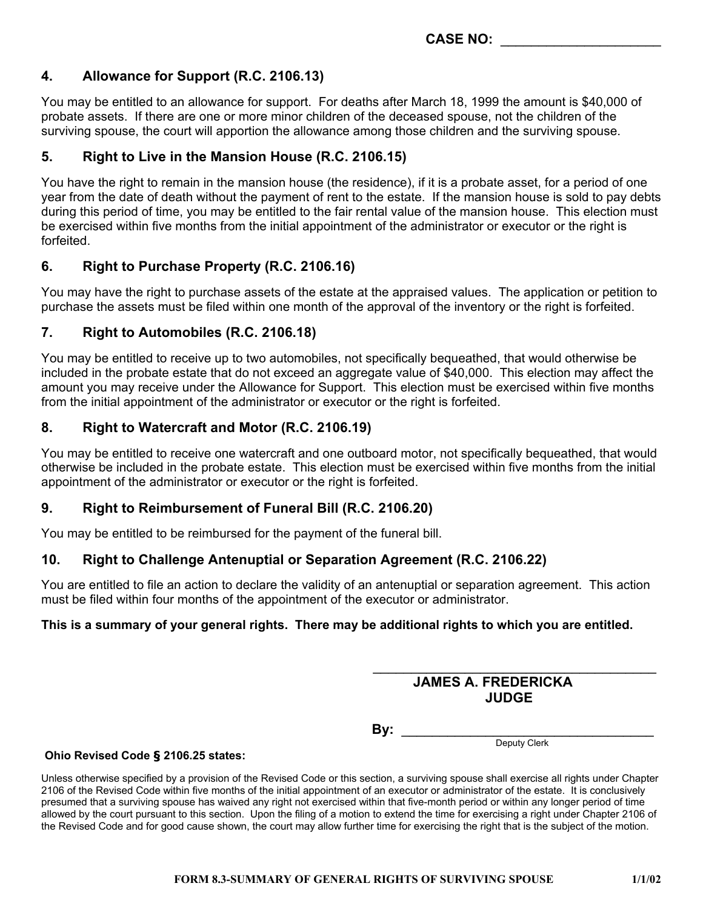CASE NO: ______________________

## 4. Allowance for Support (R.C. 2106.13)

You may be entitled to an allowance for support. For deaths after March 18, 1999 the amount is $40,000 of probate assets. If there are one or more minor children of the deceased spouse, not the children of the surviving spouse, the court will apportion the allowance among those children and the surviving spouse.

## 5. Right to Live in the Mansion House (R.C. 2106.15)

You have the right to remain in the mansion house (the residence), if it is a probate asset, for a period of one year from the date of death without the payment of rent to the estate. If the mansion house is sold to pay debts during this period of time, you may be entitled to the fair rental value of the mansion house. This election must be exercised within five months from the initial appointment of the administrator or executor or the right is forfeited.

## 6. Right to Purchase Property (R.C. 2106.16)

You may have the right to purchase assets of the estate at the appraised values. The application or petition to purchase the assets must be filed within one month of the approval of the inventory or the right is forfeited.

## 7. Right to Automobiles (R.C. 2106.18)

You may be entitled to receive up to two automobiles, not specifically bequeathed, that would otherwise be included in the probate estate that do not exceed an aggregate value of $40,000. This election may affect the amount you may receive under the Allowance for Support. This election must be exercised within five months from the initial appointment of the administrator or executor or the right is forfeited.

## 8. Right to Watercraft and Motor (R.C. 2106.19)

You may be entitled to receive one watercraft and one outboard motor, not specifically bequeathed, that would otherwise be included in the probate estate. This election must be exercised within five months from the initial appointment of the administrator or executor or the right is forfeited.

## 9. Right to Reimbursement of Funeral Bill (R.C. 2106.20)

You may be entitled to be reimbursed for the payment of the funeral bill.

## 10. Right to Challenge Antenuptial or Separation Agreement (R.C. 2106.22)

You are entitled to file an action to declare the validity of an antenuptial or separation agreement. This action must be filed within four months of the appointment of the executor or administrator.

**This is a summary of your general rights. There may be additional rights to which you are entitled.**

______________________________________
**JAMES A. FREDERICKA**
**JUDGE**

By: ______________________________________
Deputy Clerk

**Ohio Revised Code § 2106.25 states:**

Unless otherwise specified by a provision of the Revised Code or this section, a surviving spouse shall exercise all rights under Chapter 2106 of the Revised Code within five months of the initial appointment of an executor or administrator of the estate. It is conclusively presumed that a surviving spouse has waived any right not exercised within that five-month period or within any longer period of time allowed by the court pursuant to this section. Upon the filing of a motion to extend the time for exercising a right under Chapter 2106 of the Revised Code and for good cause shown, the court may allow further time for exercising the right that is the subject of the motion.

FORM 8.3-SUMMARY OF GENERAL RIGHTS OF SURVIVING SPOUSE 1/1/02